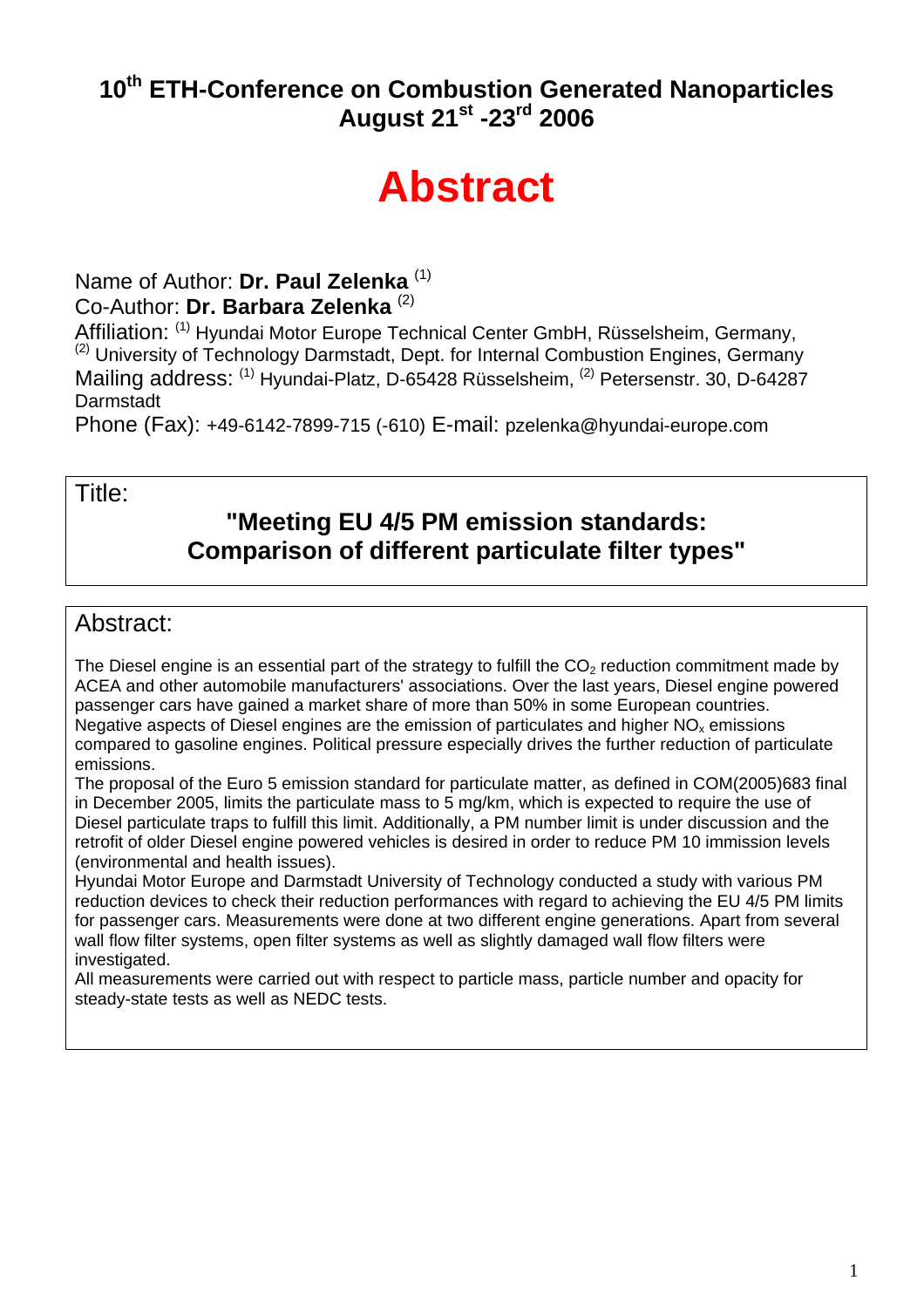# 10th ETH-Conference on Combustion Generated Nanoparticles
## August 21st -23rd 2006

# Abstract

Name of Author: **Dr. Paul Zelenka** [(1)]
Co-Author: **Dr. Barbara Zelenka** [(2)]
Affiliation: [(1)] Hyundai Motor Europe Technical Center GmbH, Rüsselsheim, Germany, [(2)] University of Technology Darmstadt, Dept. for Internal Combustion Engines, Germany
Mailing address: [(1)] Hyundai-Platz, D-65428 Rüsselsheim, [(2)] Petersenstr. 30, D-64287 Darmstadt
Phone (Fax): +49-6142-7899-715 (-610) E-mail: pzelenka@hyundai-europe.com

Title:

**"Meeting EU 4/5 PM emission standards: Comparison of different particulate filter types"**

Abstract:

The Diesel engine is an essential part of the strategy to fulfill the $CO_2$ reduction commitment made by ACEA and other automobile manufacturers' associations. Over the last years, Diesel engine powered passenger cars have gained a market share of more than 50% in some European countries. Negative aspects of Diesel engines are the emission of particulates and higher $NO_x$ emissions compared to gasoline engines. Political pressure especially drives the further reduction of particulate emissions.

The proposal of the Euro 5 emission standard for particulate matter, as defined in COM(2005)683 final in December 2005, limits the particulate mass to 5 mg/km, which is expected to require the use of Diesel particulate traps to fulfill this limit. Additionally, a PM number limit is under discussion and the retrofit of older Diesel engine powered vehicles is desired in order to reduce PM 10 immission levels (environmental and health issues).

Hyundai Motor Europe and Darmstadt University of Technology conducted a study with various PM reduction devices to check their reduction performances with regard to achieving the EU 4/5 PM limits for passenger cars. Measurements were done at two different engine generations. Apart from several wall flow filter systems, open filter systems as well as slightly damaged wall flow filters were investigated.

All measurements were carried out with respect to particle mass, particle number and opacity for steady-state tests as well as NEDC tests.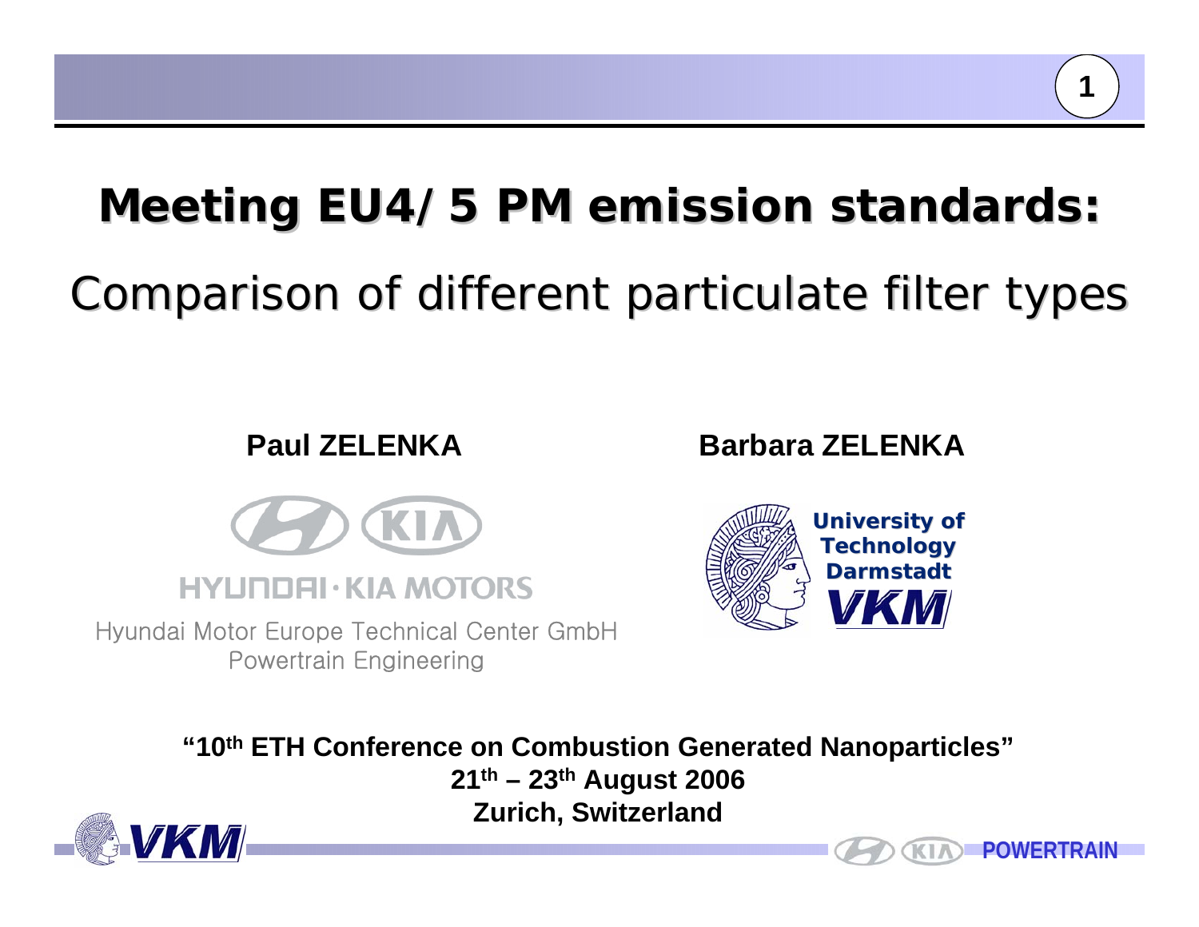# Meeting EU4/5 PM emission standards:

## Comparison of different particulate filter types

**Paul ZELENKA**

HYUNDAI · KIA MOTORS

Hyundai Motor Europe Technical Center GmbH
Powertrain Engineering

**Barbara ZELENKA**

University of Technology Darmstadt
VKM

**"10th ETH Conference on Combustion Generated Nanoparticles"**
**21th – 23th August 2006**
**Zurich, Switzerland**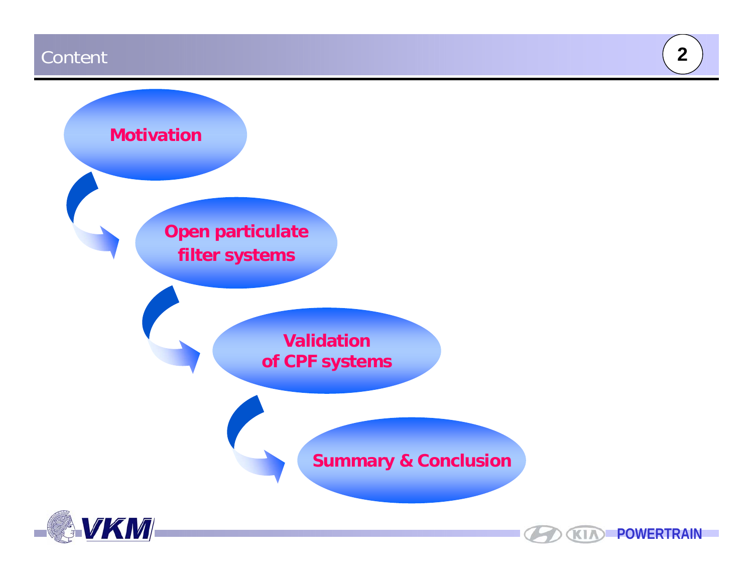# Content

- Motivation
- Open particulate filter systems
- Validation of CPF systems
- Summary & Conclusion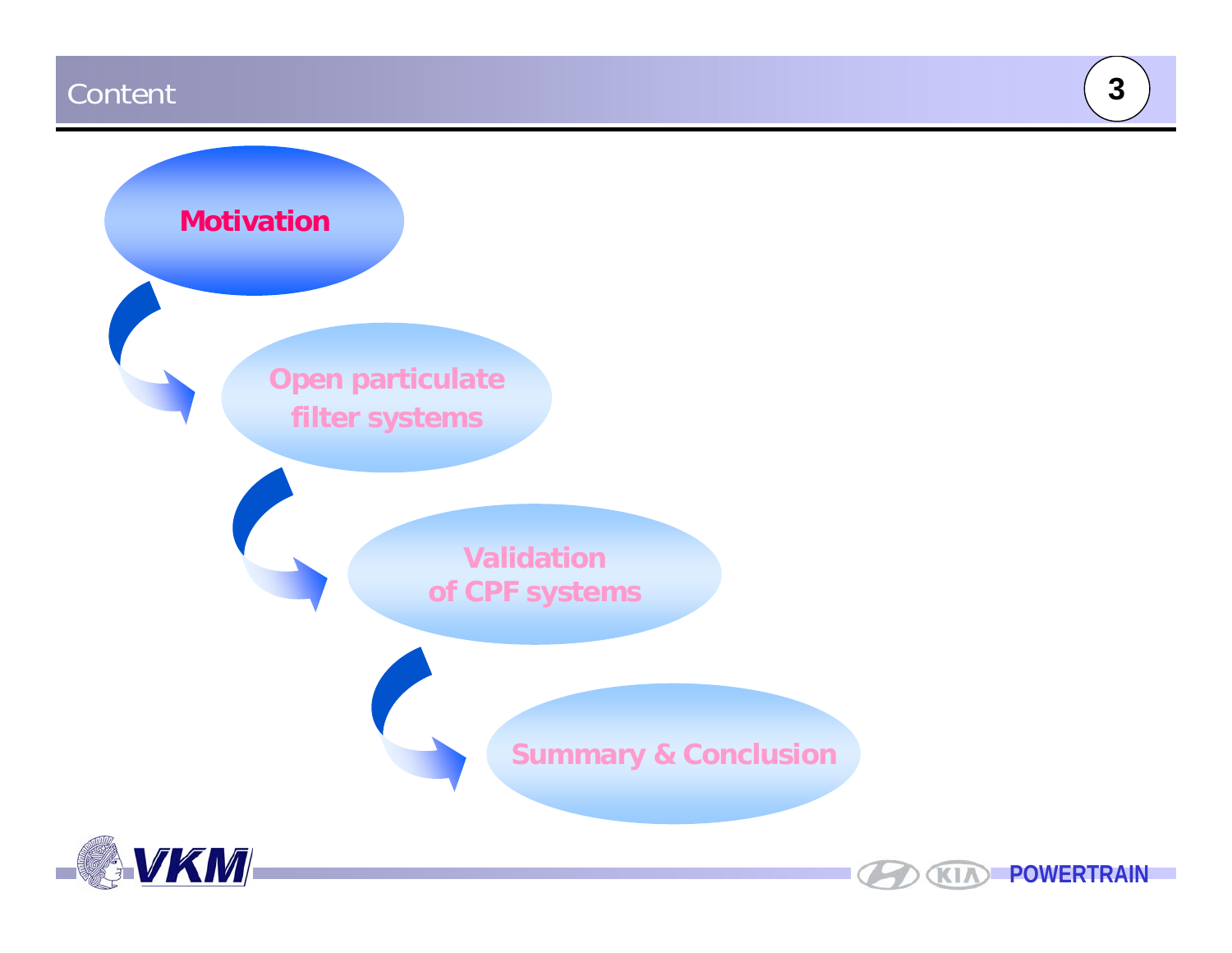# Content

- Motivation
- Open particulate filter systems
- Validation of CPF systems
- Summary & Conclusion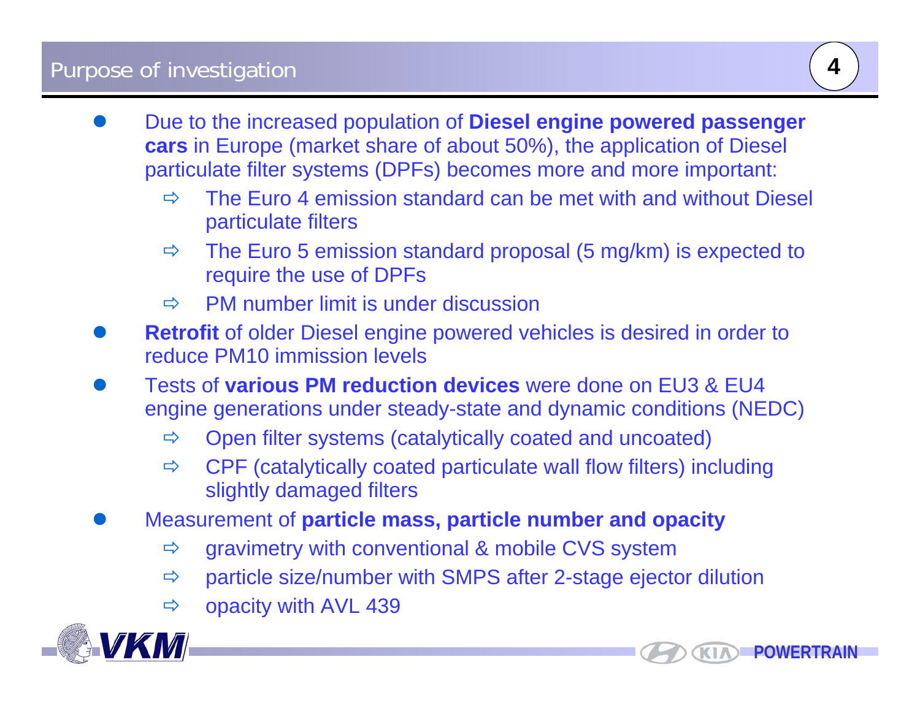# Purpose of investigation

- Due to the increased population of **Diesel engine powered passenger cars** in Europe (market share of about 50%), the application of Diesel particulate filter systems (DPFs) becomes more and more important:
  - ⇨ The Euro 4 emission standard can be met with and without Diesel particulate filters
  - ⇨ The Euro 5 emission standard proposal (5 mg/km) is expected to require the use of DPFs
  - ⇨ PM number limit is under discussion
- **Retrofit** of older Diesel engine powered vehicles is desired in order to reduce PM10 immission levels
- Tests of **various PM reduction devices** were done on EU3 & EU4 engine generations under steady-state and dynamic conditions (NEDC)
  - ⇨ Open filter systems (catalytically coated and uncoated)
  - ⇨ CPF (catalytically coated particulate wall flow filters) including slightly damaged filters
- Measurement of **particle mass, particle number and opacity**
  - ⇨ gravimetry with conventional & mobile CVS system
  - ⇨ particle size/number with SMPS after 2-stage ejector dilution
  - ⇨ opacity with AVL 439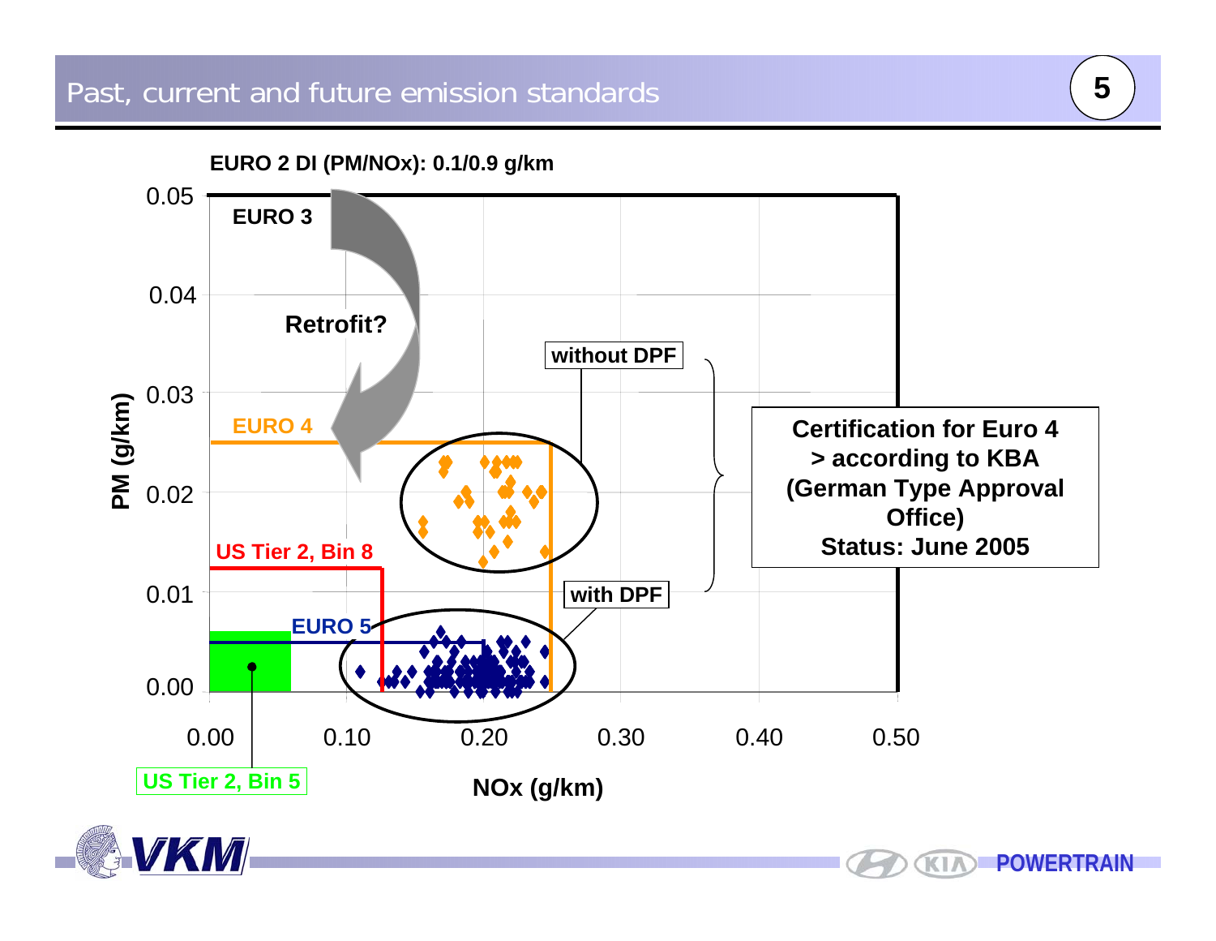# Past, current and future emission standards

**EURO 2 DI (PM/NOx): 0.1/0.9 g/km**

EURO 3

Retrofit?

EURO 4

US Tier 2, Bin 8

EURO 5

US Tier 2, Bin 5

without DPF

with DPF

**Certification for Euro 4 > according to KBA (German Type Approval Office) Status: June 2005**

PM (g/km): 0.00, 0.01, 0.02, 0.03, 0.04, 0.05

NOx (g/km): 0.00, 0.10, 0.20, 0.30, 0.40, 0.50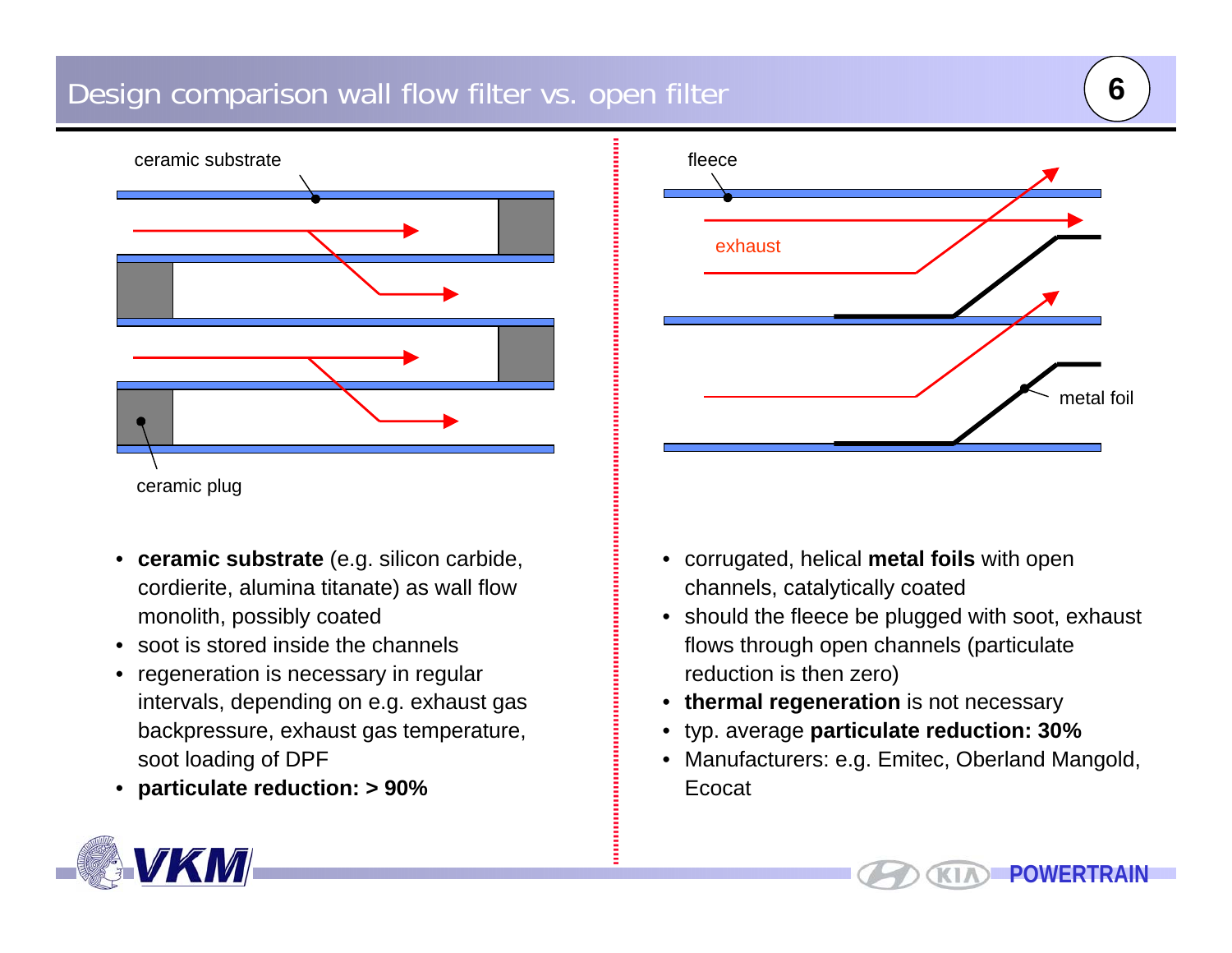# Design comparison wall flow filter vs. open filter

ceramic substrate

ceramic plug

- **ceramic substrate** (e.g. silicon carbide, cordierite, alumina titanate) as wall flow monolith, possibly coated
- soot is stored inside the channels
- regeneration is necessary in regular intervals, depending on e.g. exhaust gas backpressure, exhaust gas temperature, soot loading of DPF
- **particulate reduction: > 90%**

fleece

exhaust

metal foil

- corrugated, helical **metal foils** with open channels, catalytically coated
- should the fleece be plugged with soot, exhaust flows through open channels (particulate reduction is then zero)
- **thermal regeneration** is not necessary
- typ. average **particulate reduction: 30%**
- Manufacturers: e.g. Emitec, Oberland Mangold, Ecocat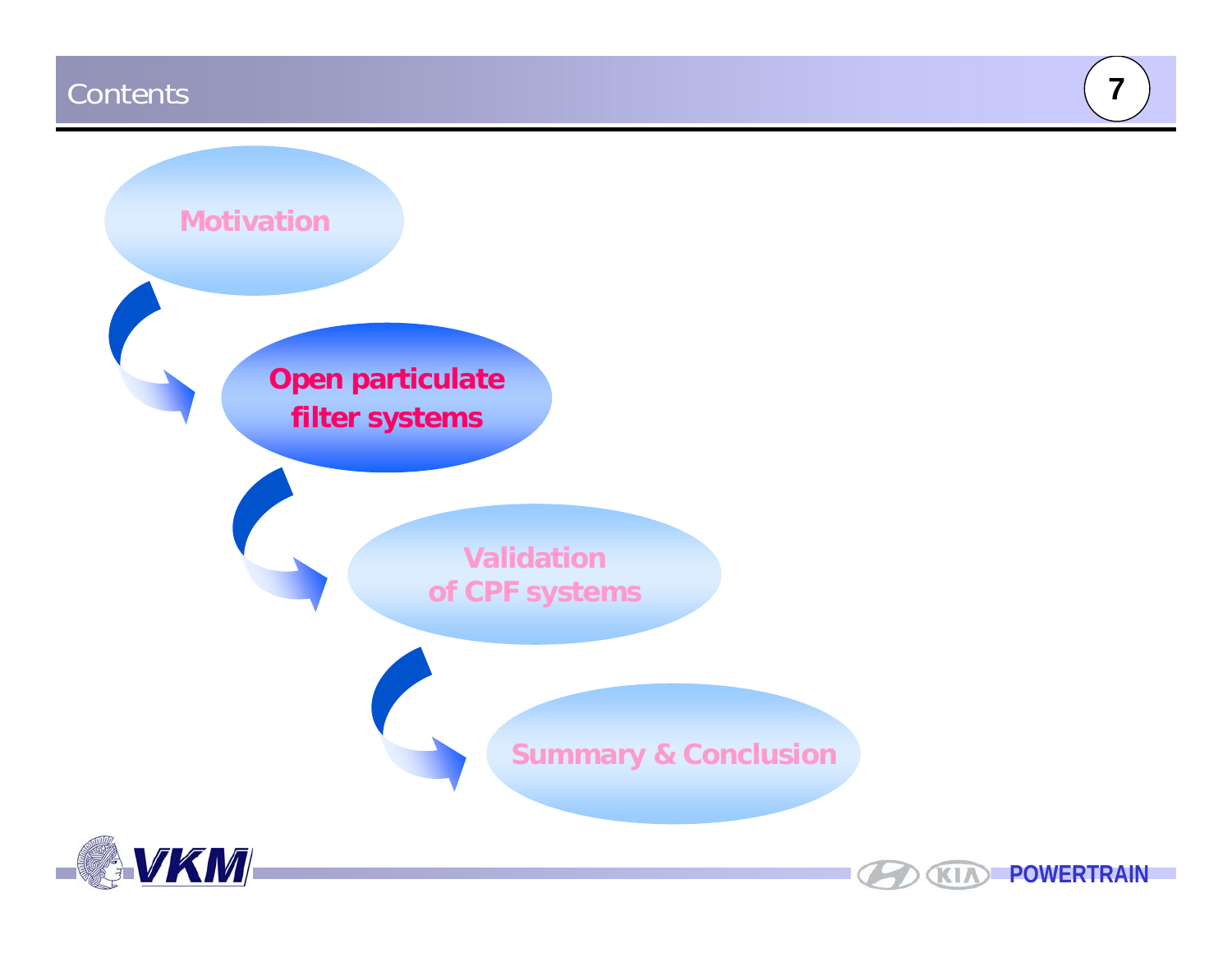# Contents

- Motivation
- **Open particulate filter systems**
- Validation of CPF systems
- Summary & Conclusion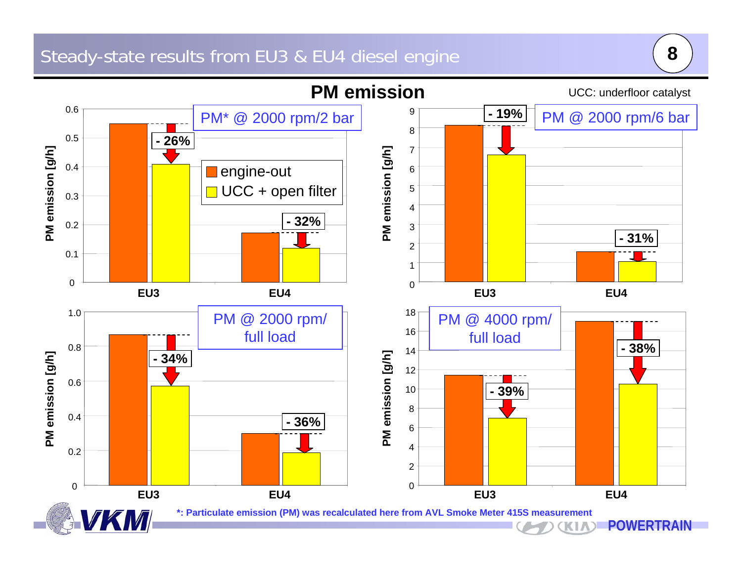# Steady-state results from EU3 & EU4 diesel engine

## PM emission

UCC: underfloor catalyst

**PM* @ 2000 rpm/2 bar** (PM emission [g/h])

| | engine-out | UCC + open filter | Reduction |
|---|---|---|---|
| EU3 | 0.55 | 0.41 | - 26% |
| EU4 | 0.17 | 0.12 | - 32% |

**PM @ 2000 rpm/6 bar** (PM emission [g/h])

| | engine-out | UCC + open filter | Reduction |
|---|---|---|---|
| EU3 | 8.2 | 6.6 | - 19% |
| EU4 | 1.6 | 1.1 | - 31% |

**PM @ 2000 rpm/ full load** (PM emission [g/h])

| | engine-out | UCC + open filter | Reduction |
|---|---|---|---|
| EU3 | 0.87 | 0.57 | - 34% |
| EU4 | 0.30 | 0.19 | - 36% |

**PM @ 4000 rpm/ full load** (PM emission [g/h])

| | engine-out | UCC + open filter | Reduction |
|---|---|---|---|
| EU3 | 11.4 | 7.0 | - 39% |
| EU4 | 17.0 | 10.5 | - 38% |

*: Particulate emission (PM) was recalculated here from AVL Smoke Meter 415S measurement

VKM — POWERTRAIN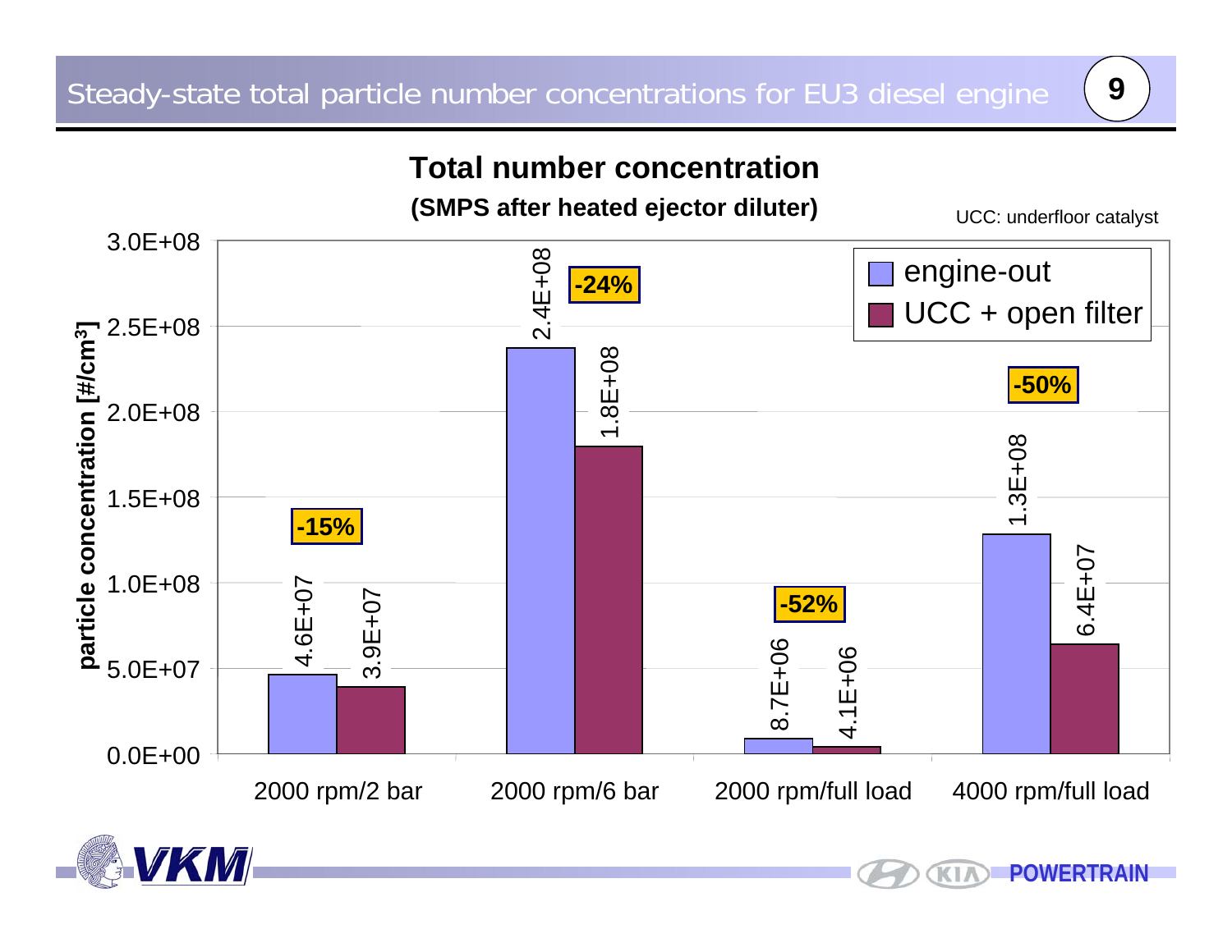# Steady-state total particle number concentrations for EU3 diesel engine

**Total number concentration**

**(SMPS after heated ejector diluter)**

UCC: underfloor catalyst

| Operating point | engine-out [#/cm³] | UCC + open filter [#/cm³] | Reduction |
|---|---|---|---|
| 2000 rpm/2 bar | 4.6E+07 | 3.9E+07 | -15% |
| 2000 rpm/6 bar | 2.4E+08 | 1.8E+08 | -24% |
| 2000 rpm/full load | 8.7E+06 | 4.1E+06 | -52% |
| 4000 rpm/full load | 1.3E+08 | 6.4E+07 | -50% |

Y-axis: particle concentration [#/cm³]

POWERTRAIN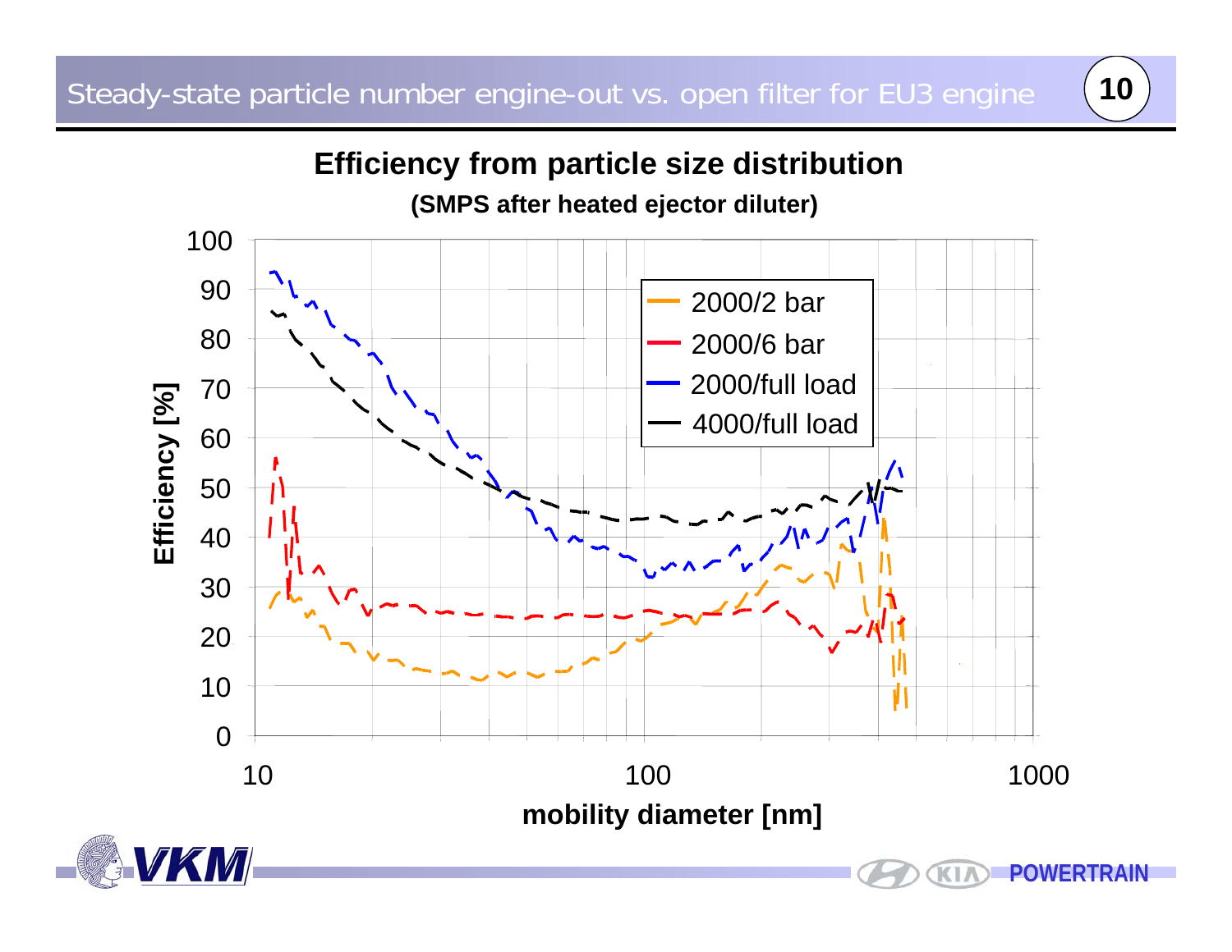# Steady-state particle number engine-out vs. open filter for EU3 engine

## Efficiency from particle size distribution

**(SMPS after heated ejector diluter)**

Legend: 2000/2 bar, 2000/6 bar, 2000/full load, 4000/full load

Y-axis: **Efficiency [%]** (0–100)

X-axis: **mobility diameter [nm]** (10, 100, 1000)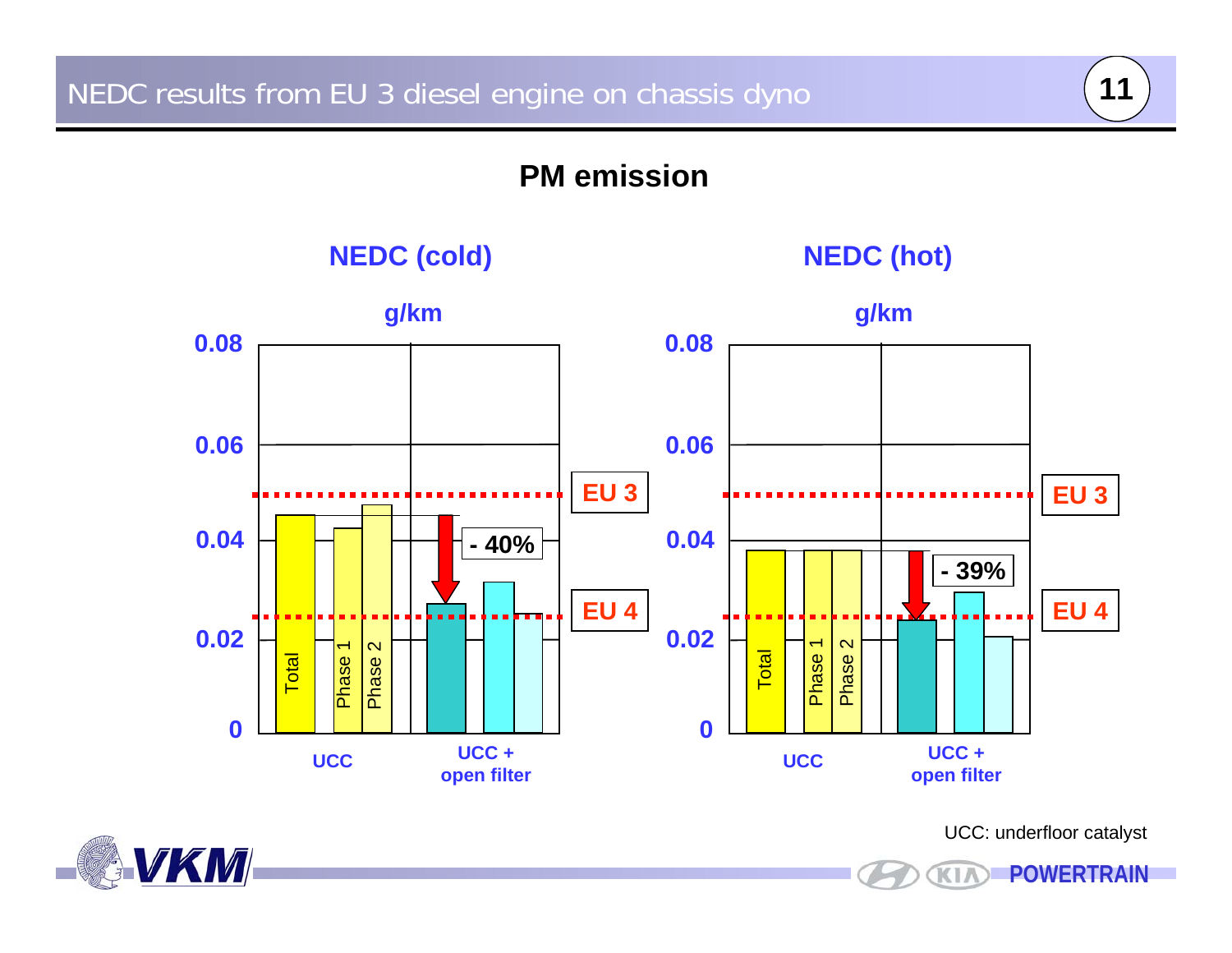# NEDC results from EU 3 diesel engine on chassis dyno

## PM emission

**NEDC (cold)**

g/km

- UCC: Total, Phase 1, Phase 2
- UCC + open filter: **- 40%**
- EU 3
- EU 4

**NEDC (hot)**

g/km

- UCC: Total, Phase 1, Phase 2
- UCC + open filter: **- 39%**
- EU 3
- EU 4

UCC: underfloor catalyst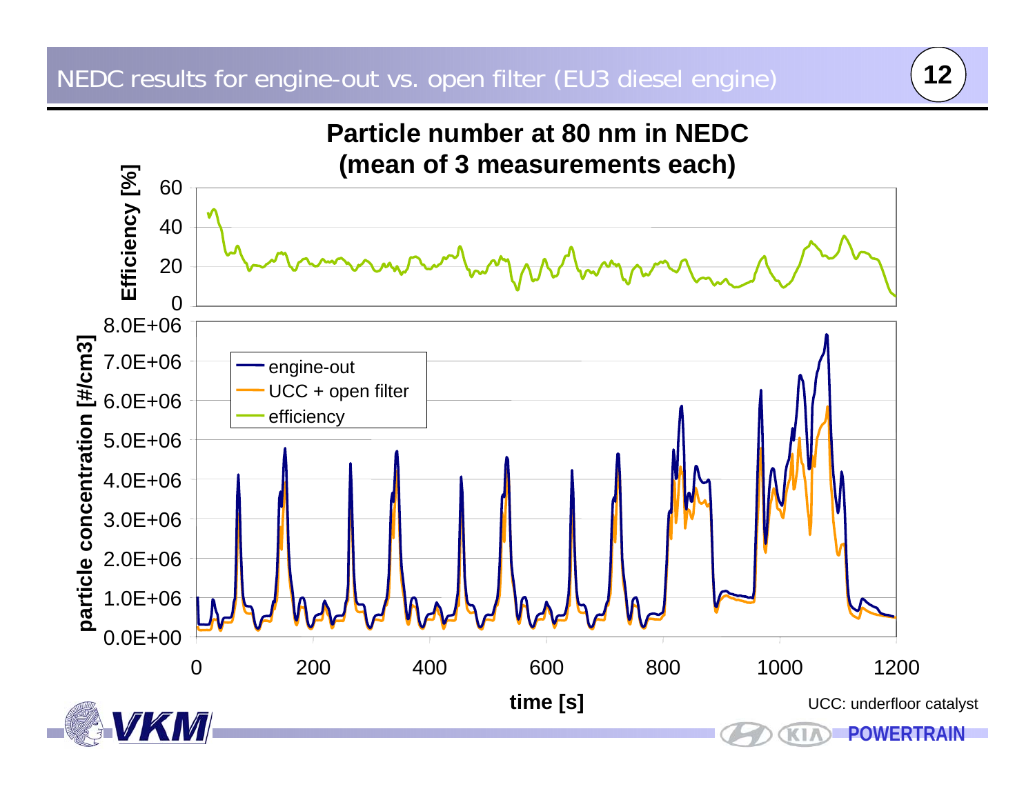# NEDC results for engine-out vs. open filter (EU3 diesel engine)

**Particle number at 80 nm in NEDC (mean of 3 measurements each)**

Efficiency [%]

particle concentration [#/cm3]

- engine-out
- UCC + open filter
- efficiency

time [s]

UCC: underfloor catalyst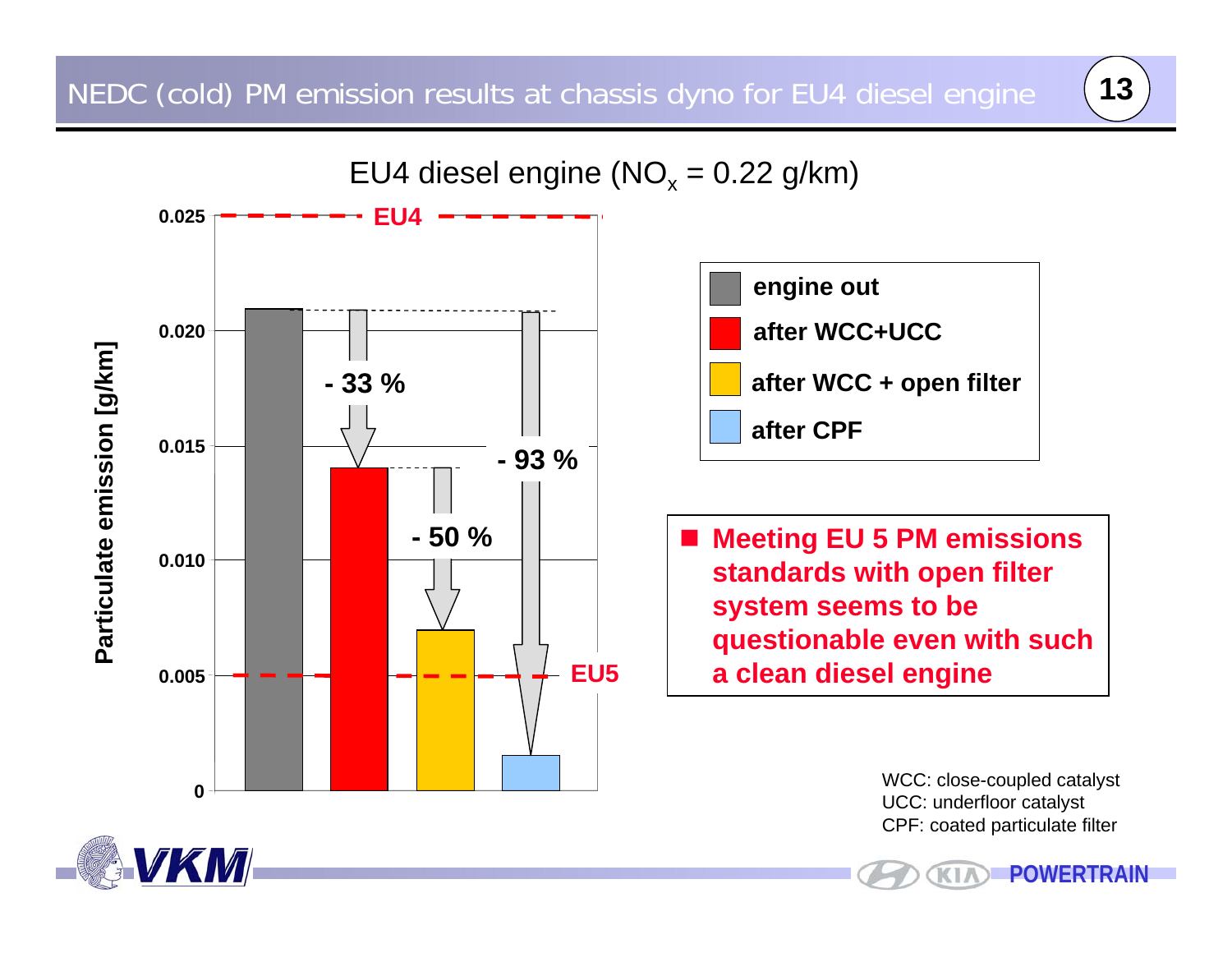# NEDC (cold) PM emission results at chassis dyno for EU4 diesel engine

EU4 diesel engine ($NO_x$ = 0.22 g/km)

| | Particulate emission [g/km] |
|---|---|
| engine out | 0.021 |
| after WCC+UCC | 0.014 (- 33 %) |
| after WCC + open filter | 0.007 (- 50 %) |
| after CPF | 0.0015 (- 93 %) |

Limits: EU4 = 0.025 g/km; EU5 = 0.005 g/km

- **Meeting EU 5 PM emissions standards with open filter system seems to be questionable even with such a clean diesel engine**

WCC: close-coupled catalyst
UCC: underfloor catalyst
CPF: coated particulate filter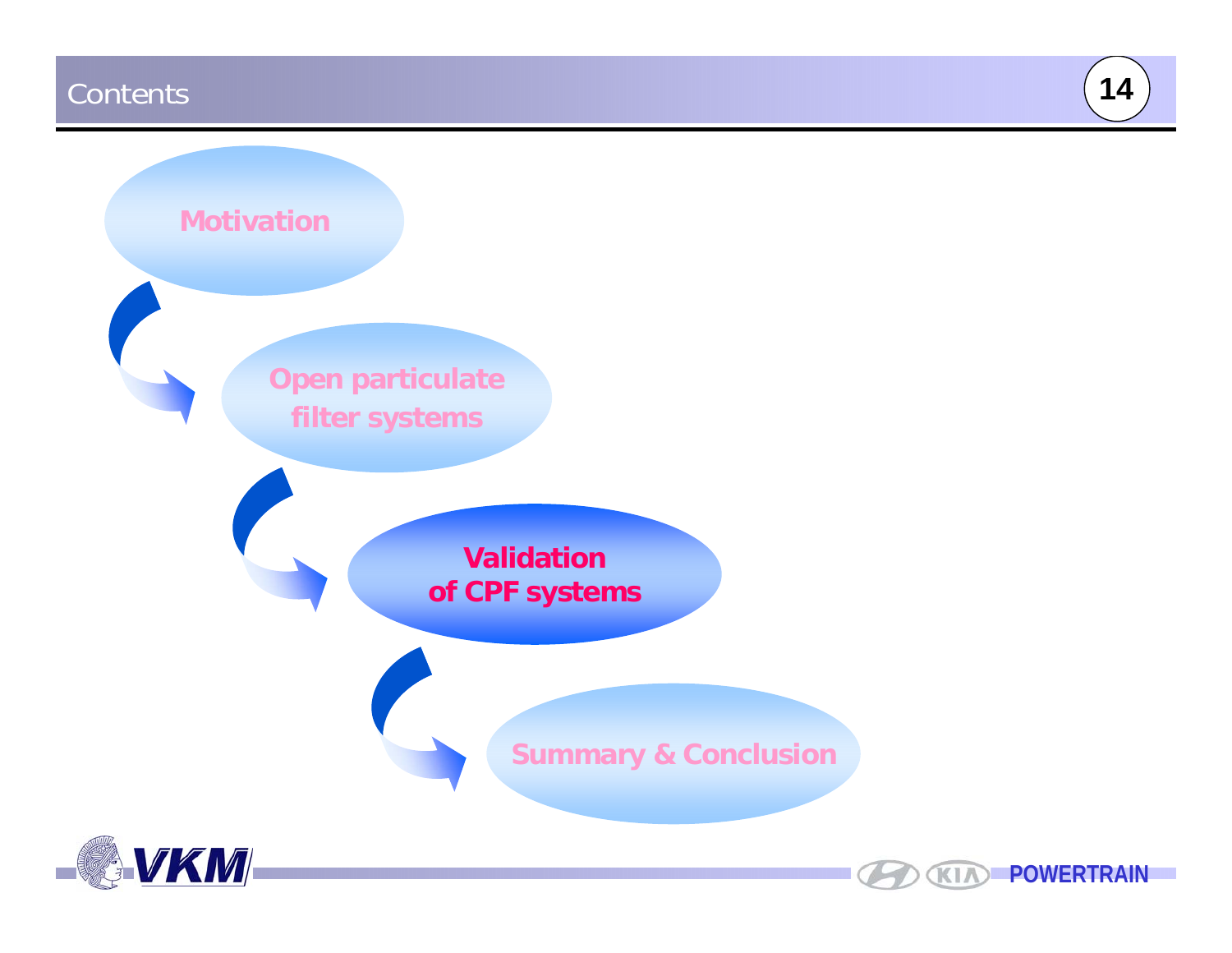# Contents

- Motivation
- Open particulate filter systems
- **Validation of CPF systems**
- Summary & Conclusion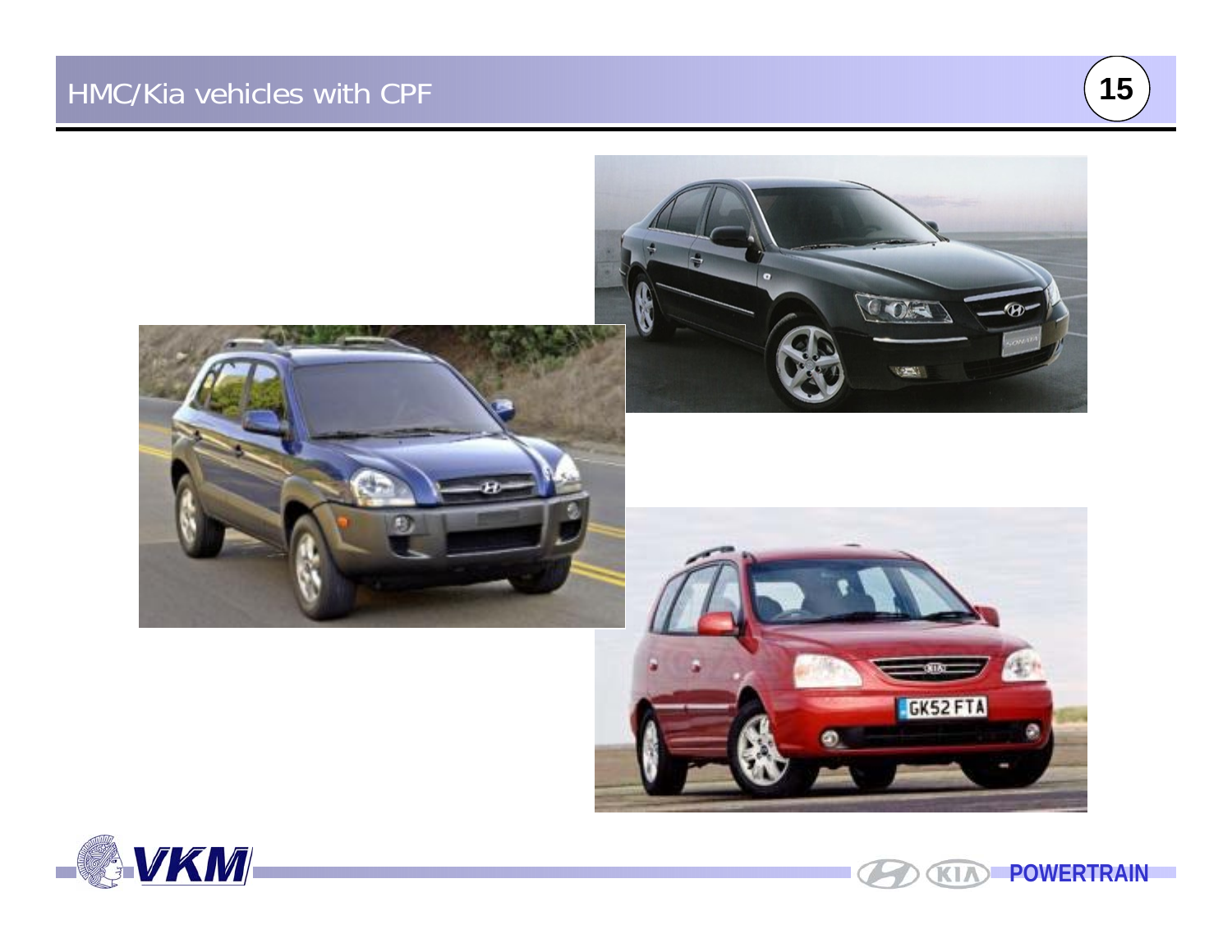# HMC/Kia vehicles with CPF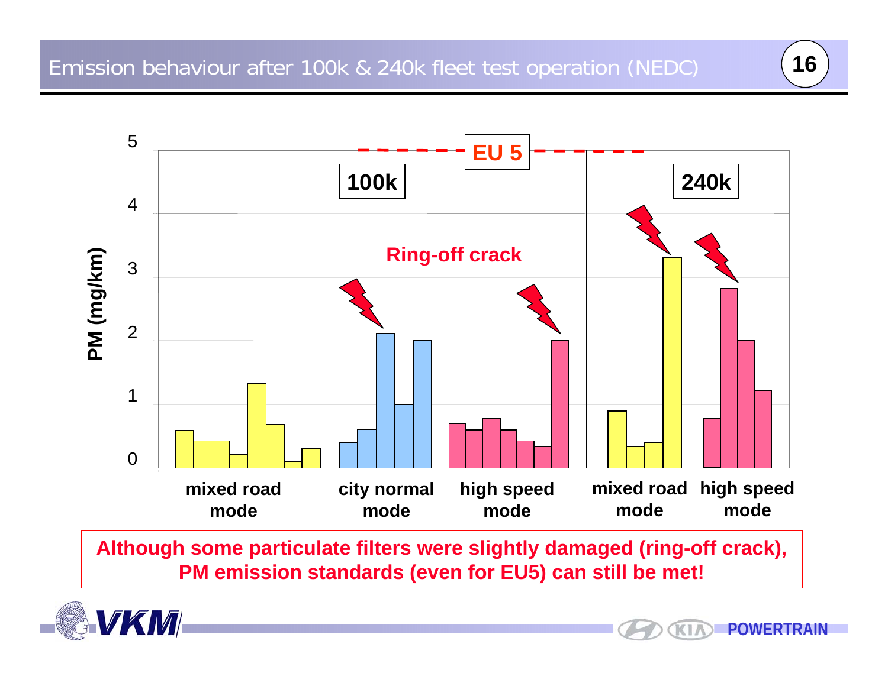# Emission behaviour after 100k & 240k fleet test operation (NEDC)

PM (mg/km)

EU 5

100k

240k

Ring-off crack

mixed road mode | city normal mode | high speed mode | mixed road mode | high speed mode

**Although some particulate filters were slightly damaged (ring-off crack), PM emission standards (even for EU5) can still be met!**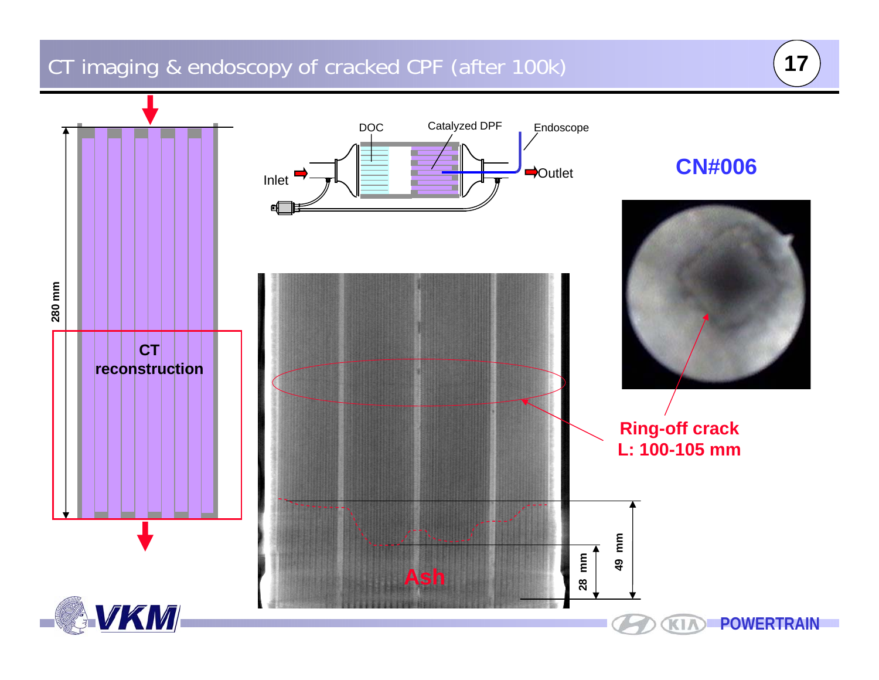# CT imaging & endoscopy of cracked CPF (after 100k)

280 mm

CT reconstruction

DOC

Catalyzed DPF

Endoscope

Inlet

Outlet

CN#006

Ring-off crack
L: 100-105 mm

Ash

49 mm

28 mm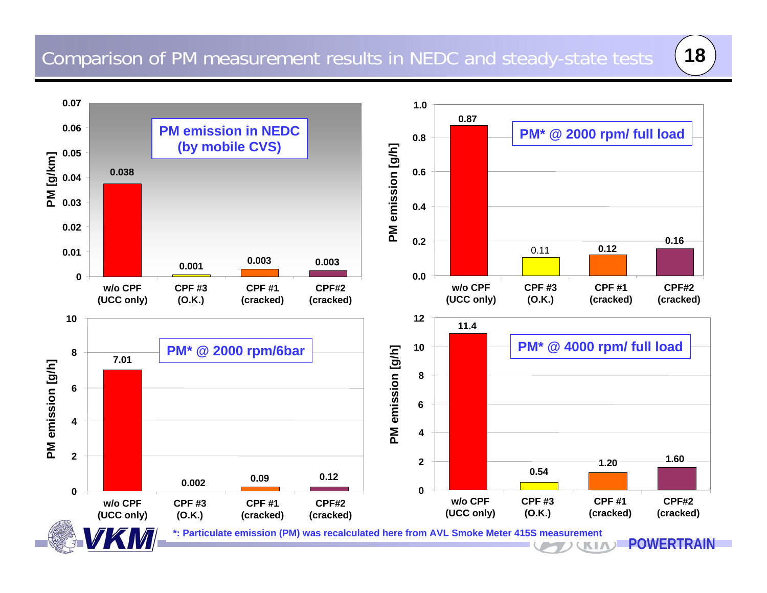# Comparison of PM measurement results in NEDC and steady-state tests

**PM emission in NEDC (by mobile CVS)**

| | w/o CPF (UCC only) | CPF #3 (O.K.) | CPF #1 (cracked) | CPF#2 (cracked) |
|---|---|---|---|---|
| PM [g/km] | 0.038 | 0.001 | 0.003 | 0.003 |

**PM* @ 2000 rpm/ full load**

| | w/o CPF (UCC only) | CPF #3 (O.K.) | CPF #1 (cracked) | CPF#2 (cracked) |
|---|---|---|---|---|
| PM emission [g/h] | 0.87 | 0.11 | 0.12 | 0.16 |

**PM* @ 2000 rpm/6bar**

| | w/o CPF (UCC only) | CPF #3 (O.K.) | CPF #1 (cracked) | CPF#2 (cracked) |
|---|---|---|---|---|
| PM emission [g/h] | 7.01 | 0.002 | 0.09 | 0.12 |

**PM* @ 4000 rpm/ full load**

| | w/o CPF (UCC only) | CPF #3 (O.K.) | CPF #1 (cracked) | CPF#2 (cracked) |
|---|---|---|---|---|
| PM emission [g/h] | 11.4 | 0.54 | 1.20 | 1.60 |

*: Particulate emission (PM) was recalculated here from AVL Smoke Meter 415S measurement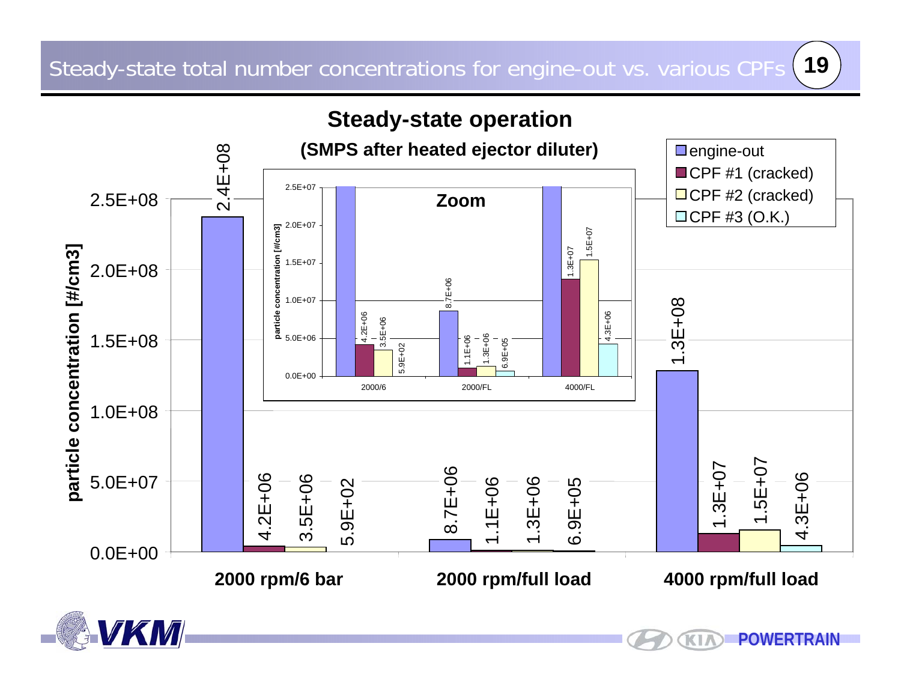# Steady-state total number concentrations for engine-out vs. various CPFs

## Steady-state operation

**(SMPS after heated ejector diluter)**

Particle concentration [#/cm3]

| Operating point | engine-out | CPF #1 (cracked) | CPF #2 (cracked) | CPF #3 (O.K.) |
|---|---|---|---|---|
| 2000 rpm/6 bar | 2.4E+08 | 4.2E+06 | 3.5E+06 | 5.9E+02 |
| 2000 rpm/full load | 8.7E+06 | 1.1E+06 | 1.3E+06 | 6.9E+05 |
| 4000 rpm/full load | 1.3E+08 | 1.3E+07 | 1.5E+07 | 4.3E+06 |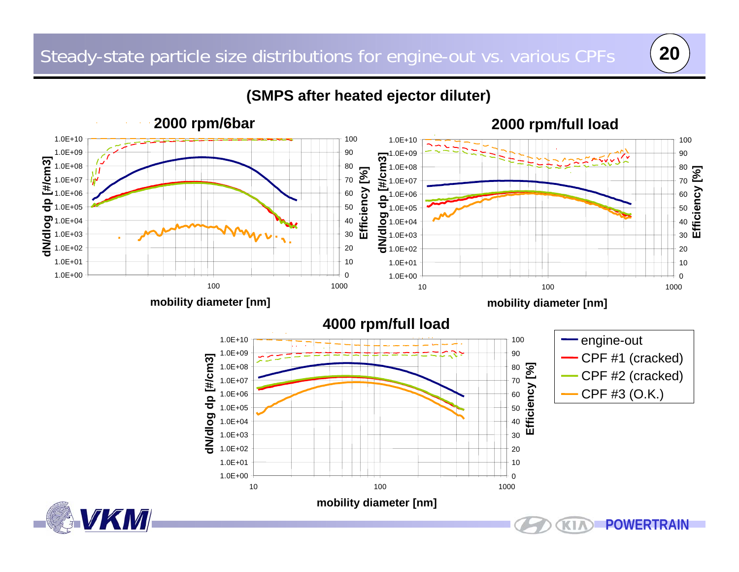# Steady-state particle size distributions for engine-out vs. various CPFs

**(SMPS after heated ejector diluter)**

**2000 rpm/6bar**

**2000 rpm/full load**

**4000 rpm/full load**

dN/dlog dp [#/cm3]

Efficiency [%]

mobility diameter [nm]

- engine-out
- CPF #1 (cracked)
- CPF #2 (cracked)
- CPF #3 (O.K.)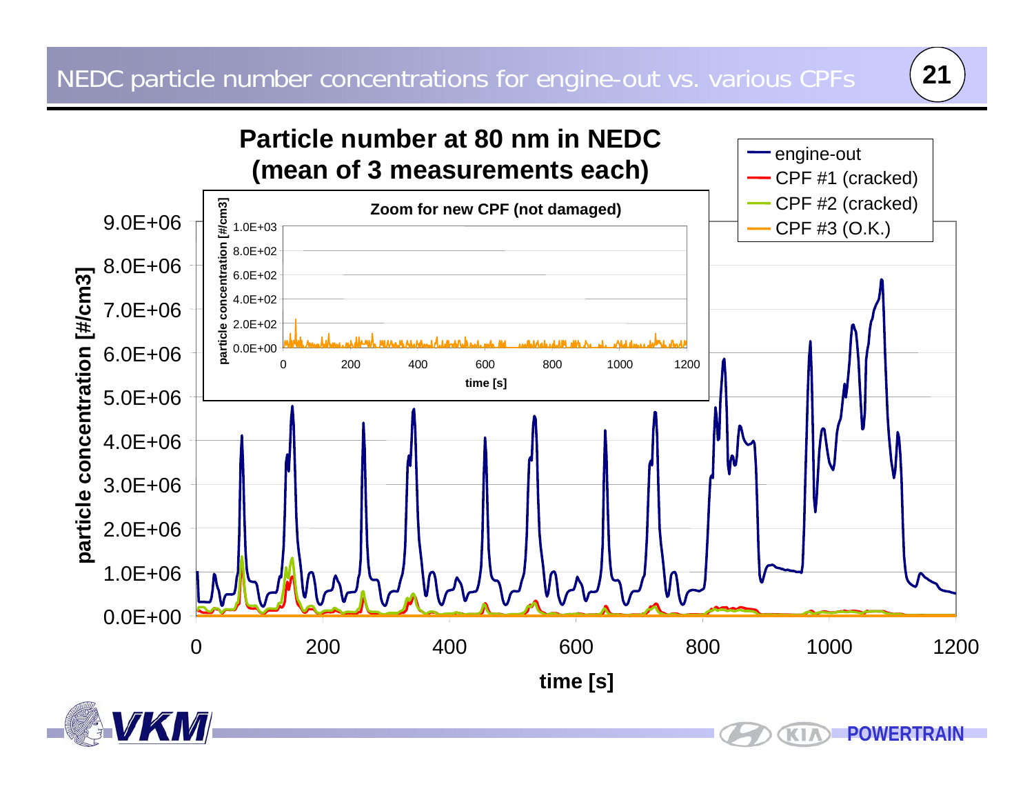# NEDC particle number concentrations for engine-out vs. various CPFs

**Particle number at 80 nm in NEDC (mean of 3 measurements each)**

Legend: engine-out; CPF #1 (cracked); CPF #2 (cracked); CPF #3 (O.K.)

Inset: **Zoom for new CPF (not damaged)** — y-axis: particle concentration [#/cm3] (0.0E+00 to 1.0E+03); x-axis: time [s] (0 to 1200)

y-axis: **particle concentration [#/cm3]** (0.0E+00 to 9.0E+06)

x-axis: **time [s]** (0 to 1200)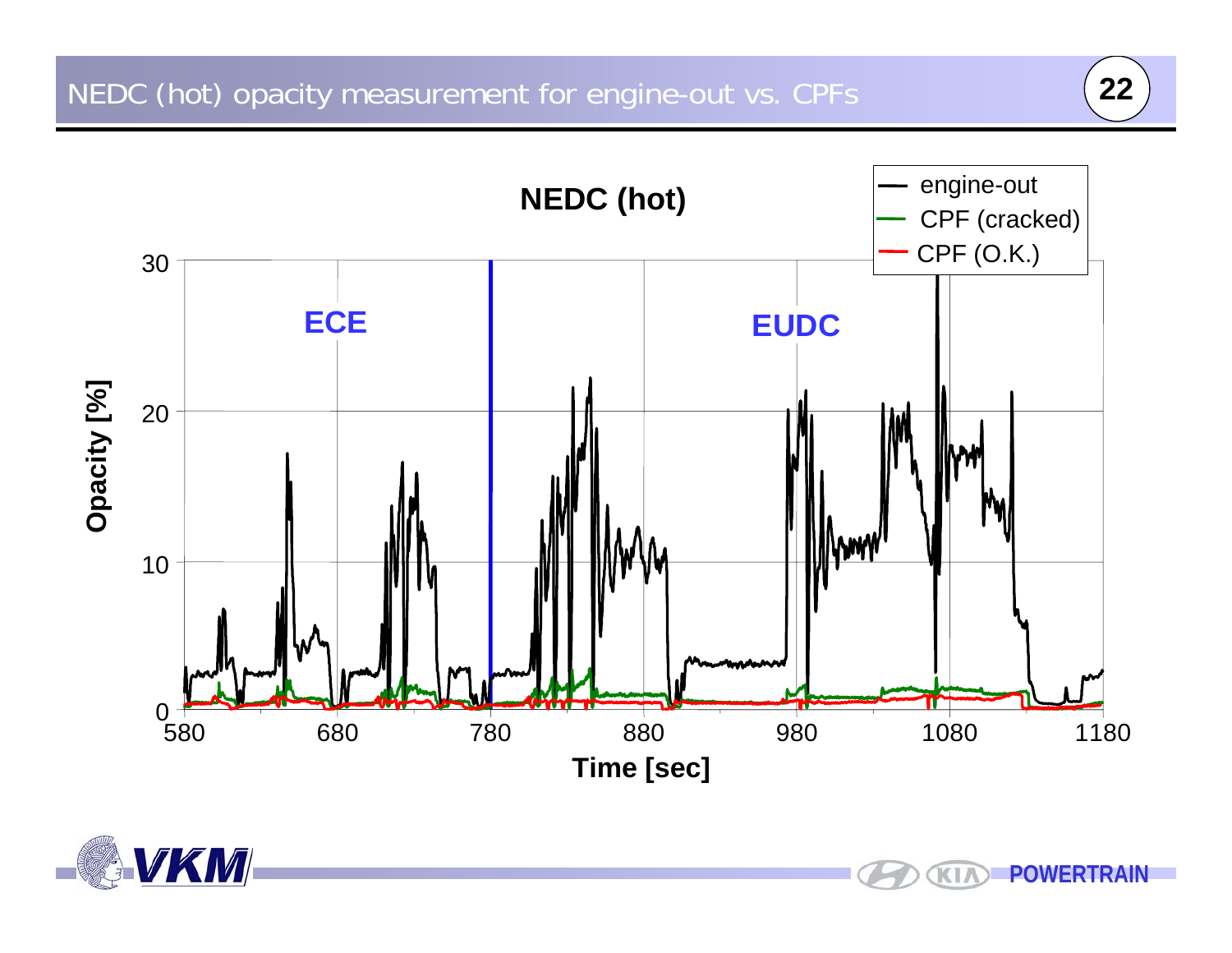# NEDC (hot) opacity measurement for engine-out vs. CPFs

**NEDC (hot)**

- engine-out
- CPF (cracked)
- CPF (O.K.)

**ECE** | **EUDC**

Opacity [%]: 0, 10, 20, 30

Time [sec]: 580, 680, 780, 880, 980, 1080, 1180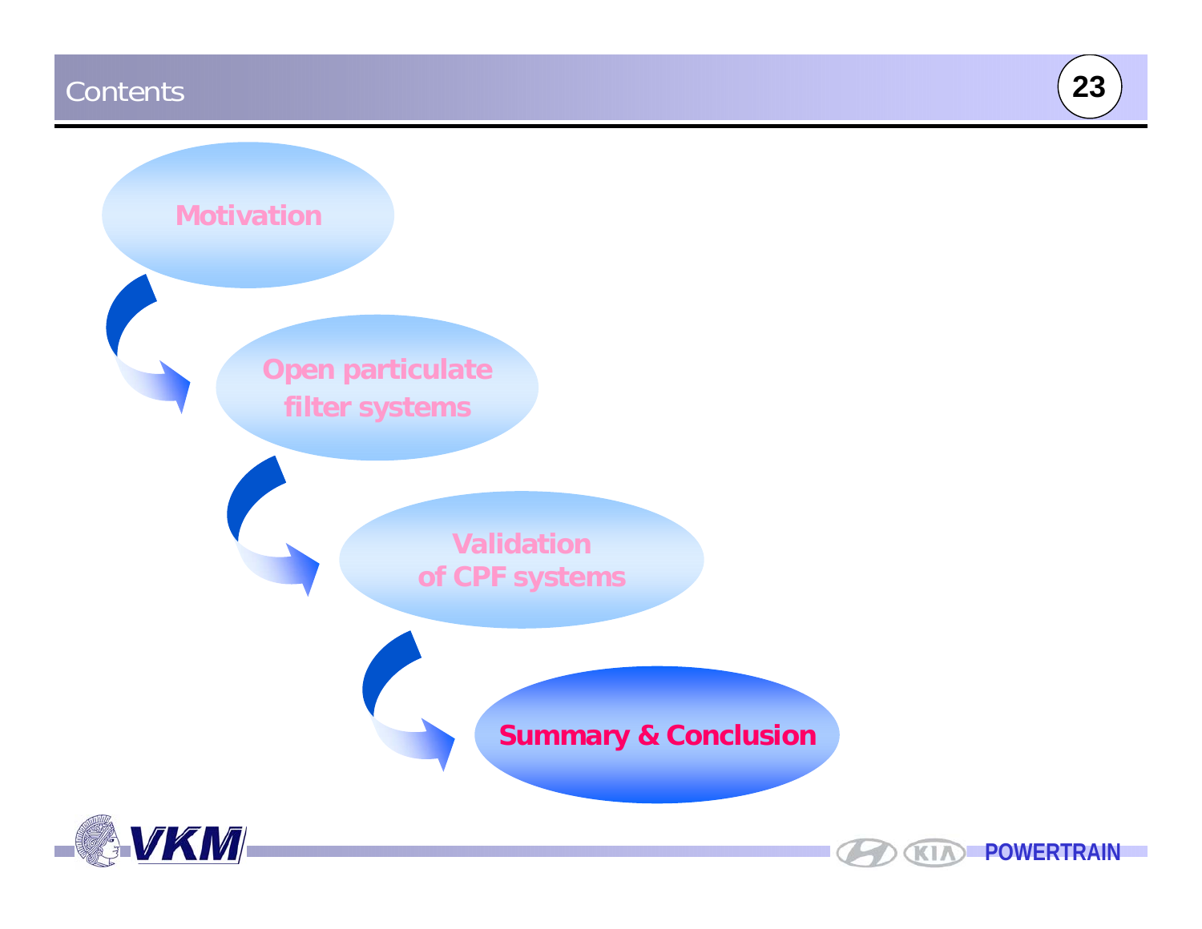# Contents

- Motivation
- Open particulate filter systems
- Validation of CPF systems
- **Summary & Conclusion**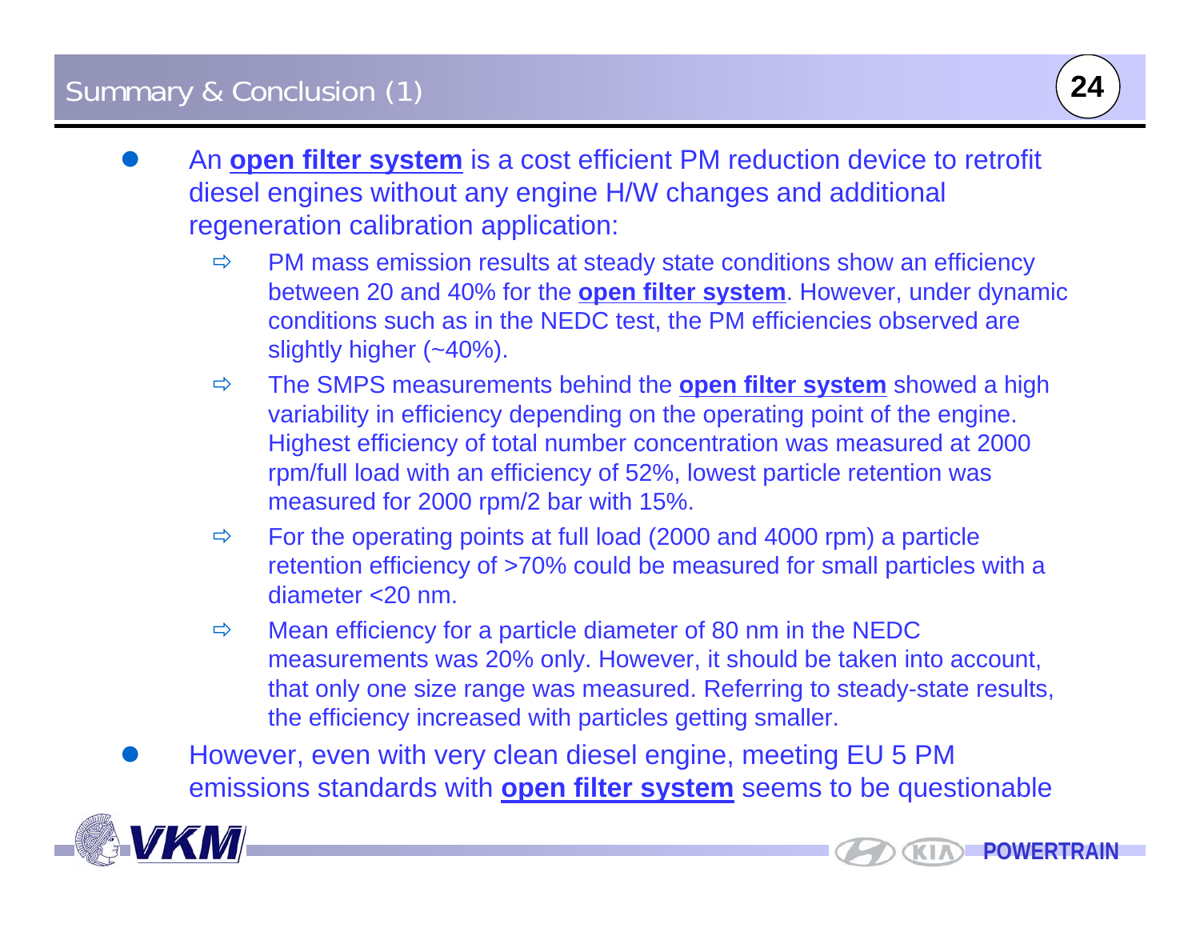# Summary & Conclusion (1)

- An **open filter system** is a cost efficient PM reduction device to retrofit diesel engines without any engine H/W changes and additional regeneration calibration application:
  - PM mass emission results at steady state conditions show an efficiency between 20 and 40% for the **open filter system**. However, under dynamic conditions such as in the NEDC test, the PM efficiencies observed are slightly higher (~40%).
  - The SMPS measurements behind the **open filter system** showed a high variability in efficiency depending on the operating point of the engine. Highest efficiency of total number concentration was measured at 2000 rpm/full load with an efficiency of 52%, lowest particle retention was measured for 2000 rpm/2 bar with 15%.
  - For the operating points at full load (2000 and 4000 rpm) a particle retention efficiency of >70% could be measured for small particles with a diameter <20 nm.
  - Mean efficiency for a particle diameter of 80 nm in the NEDC measurements was 20% only. However, it should be taken into account, that only one size range was measured. Referring to steady-state results, the efficiency increased with particles getting smaller.
- However, even with very clean diesel engine, meeting EU 5 PM emissions standards with **open filter system** seems to be questionable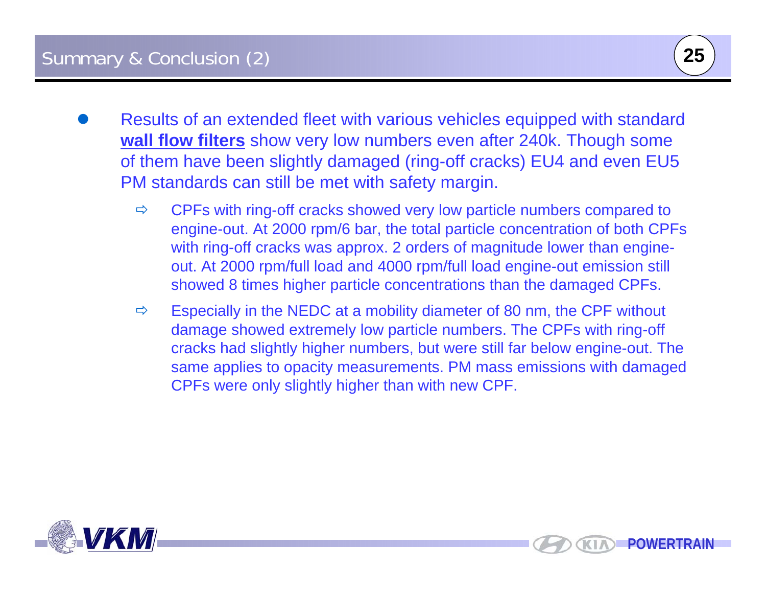## Summary & Conclusion (2)

- Results of an extended fleet with various vehicles equipped with standard **wall flow filters** show very low numbers even after 240k. Though some of them have been slightly damaged (ring-off cracks) EU4 and even EU5 PM standards can still be met with safety margin.
  - ⇨ CPFs with ring-off cracks showed very low particle numbers compared to engine-out. At 2000 rpm/6 bar, the total particle concentration of both CPFs with ring-off cracks was approx. 2 orders of magnitude lower than engine-out. At 2000 rpm/full load and 4000 rpm/full load engine-out emission still showed 8 times higher particle concentrations than the damaged CPFs.
  - ⇨ Especially in the NEDC at a mobility diameter of 80 nm, the CPF without damage showed extremely low particle numbers. The CPFs with ring-off cracks had slightly higher numbers, but were still far below engine-out. The same applies to opacity measurements. PM mass emissions with damaged CPFs were only slightly higher than with new CPF.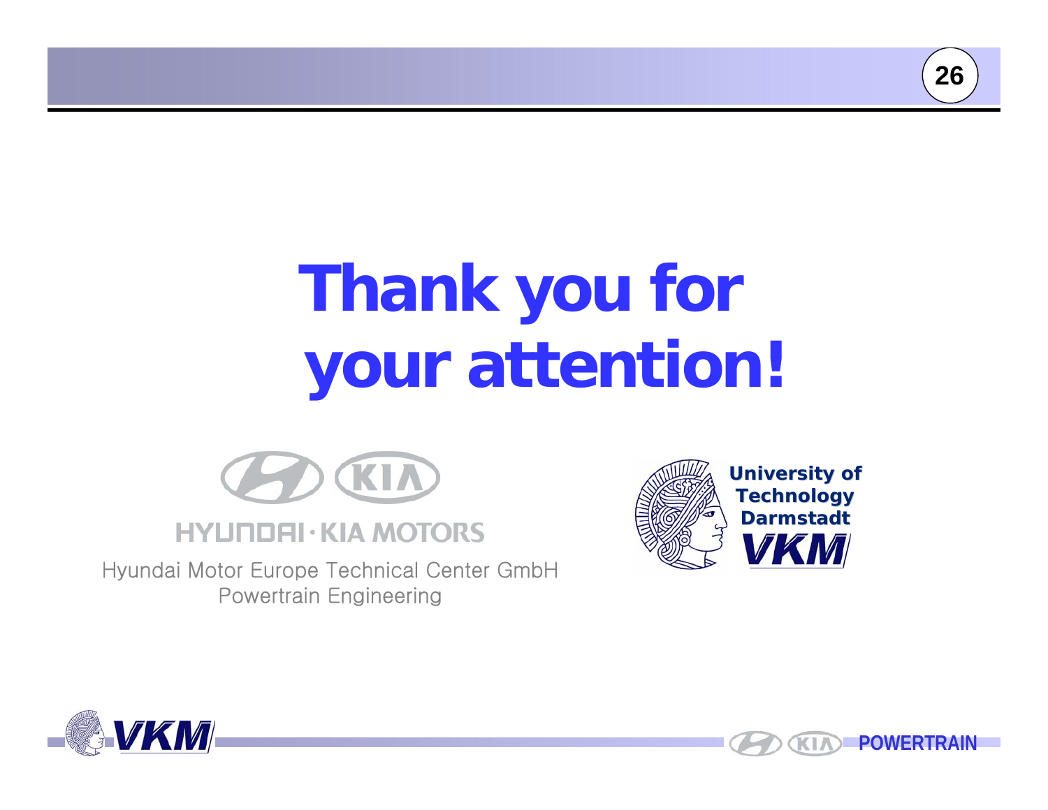# Thank you for your attention!

HYUNDAI · KIA MOTORS

Hyundai Motor Europe Technical Center GmbH
Powertrain Engineering

University of Technology Darmstadt
VKM